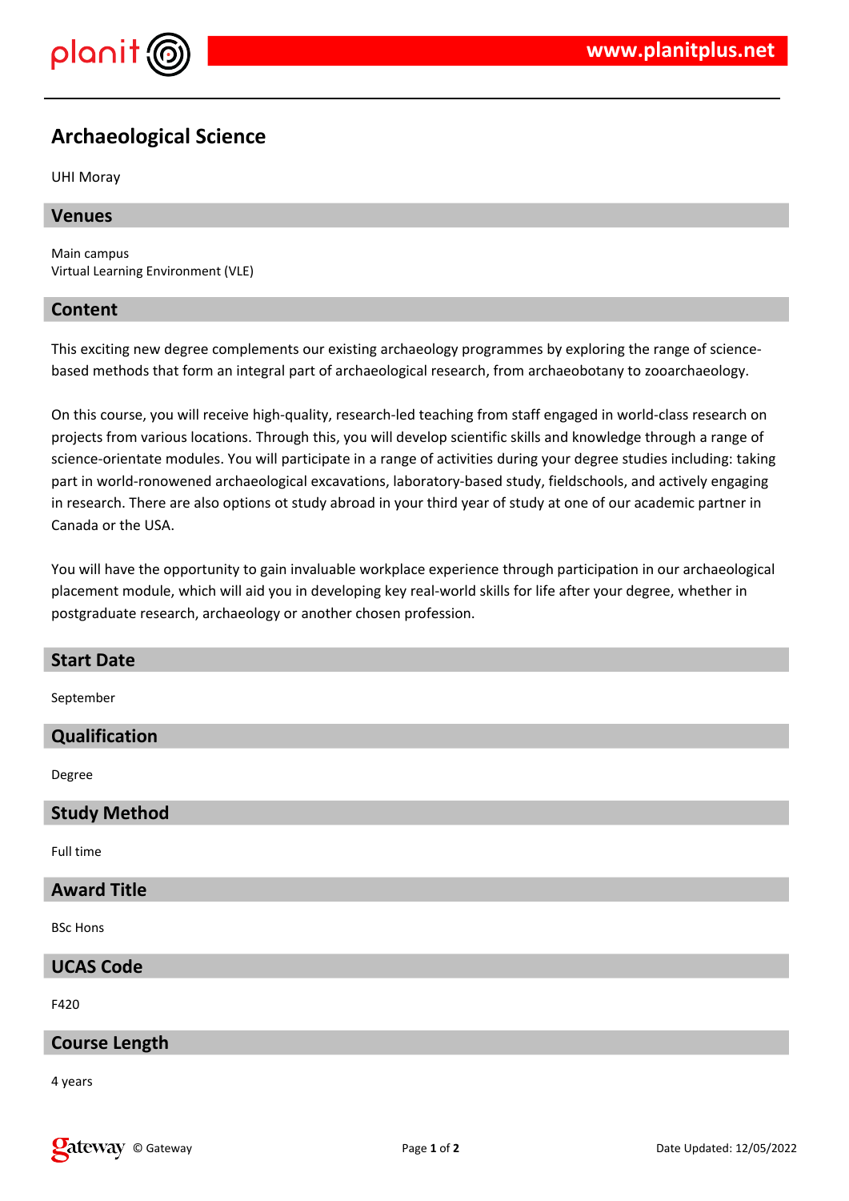# Archaeological Science

UHI Moray

## Venues

Main campus
Virtual Learning Environment (VLE)

## Content

This exciting new degree complements our existing archaeology programmes by exploring the range of science-based methods that form an integral part of archaeological research, from archaeobotany to zooarchaeology.

On this course, you will receive high-quality, research-led teaching from staff engaged in world-class research on projects from various locations. Through this, you will develop scientific skills and knowledge through a range of science-orientate modules. You will participate in a range of activities during your degree studies including: taking part in world-ronowened archaeological excavations, laboratory-based study, fieldschools, and actively engaging in research. There are also options ot study abroad in your third year of study at one of our academic partner in Canada or the USA.

You will have the opportunity to gain invaluable workplace experience through participation in our archaeological placement module, which will aid you in developing key real-world skills for life after your degree, whether in postgraduate research, archaeology or another chosen profession.

## Start Date

September

## Qualification

Degree

## Study Method

Full time

## Award Title

BSc Hons

## UCAS Code

F420

## Course Length

4 years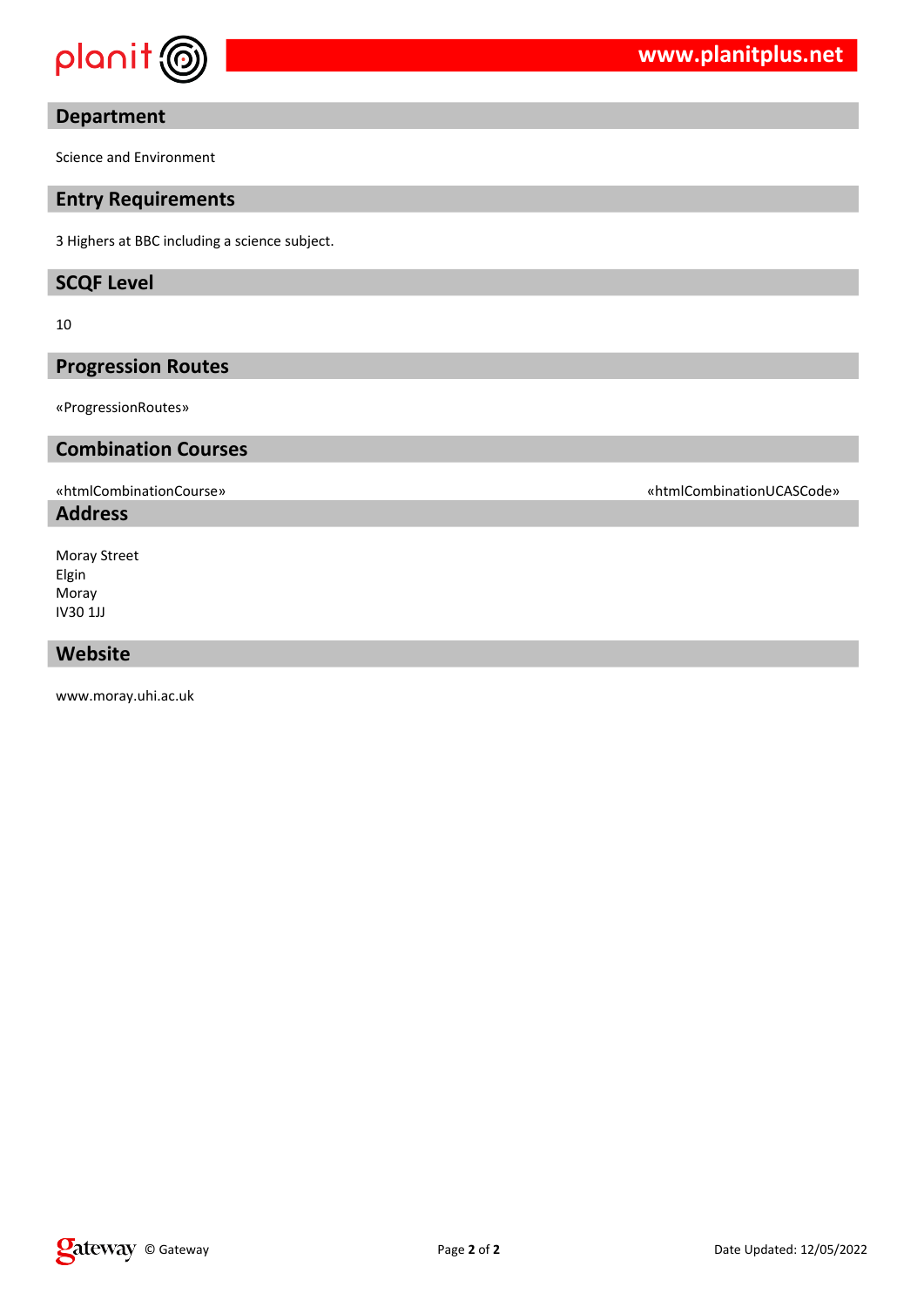## Department

Science and Environment

## Entry Requirements

3 Highers at BBC including a science subject.

## SCQF Level

10

## Progression Routes

«ProgressionRoutes»

## Combination Courses

«htmlCombinationCourse» «htmlCombinationUCASCode»

## Address

Moray Street
Elgin
Moray
IV30 1JJ

## Website

www.moray.uhi.ac.uk